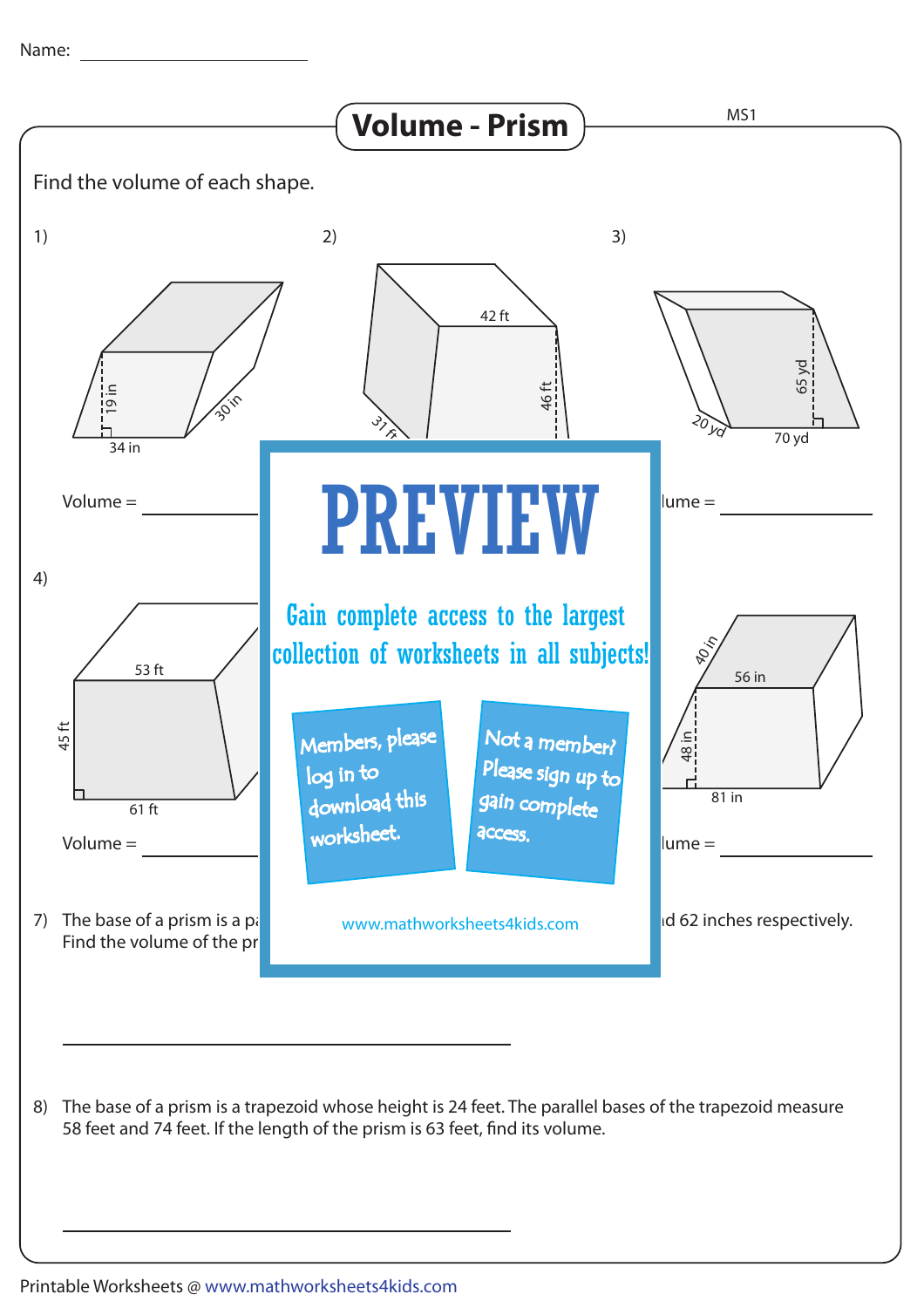Name: ____________________

# Volume - Prism

MS1

Find the volume of each shape.

1)

19 in

30 in

34 in

Volume = ____________

2)

42 ft

46 ft

31 ft

3)

65 yd

20 yd

70 yd

lume = ____________

4)

53 ft

45 ft

61 ft

Volume = ____________

40 in

56 in

48 in

81 in

lume = ____________

PREVIEW

Gain complete access to the largest collection of worksheets in all subjects!

Members, please log in to download this worksheet.

Not a member? Please sign up to gain complete access.

www.mathworksheets4kids.com

7) The base of a prism is a pa ... d 62 inches respectively. Find the volume of the pr

____________________________________

8) The base of a prism is a trapezoid whose height is 24 feet. The parallel bases of the trapezoid measure 58 feet and 74 feet. If the length of the prism is 63 feet, find its volume.

____________________________________

Printable Worksheets @ www.mathworksheets4kids.com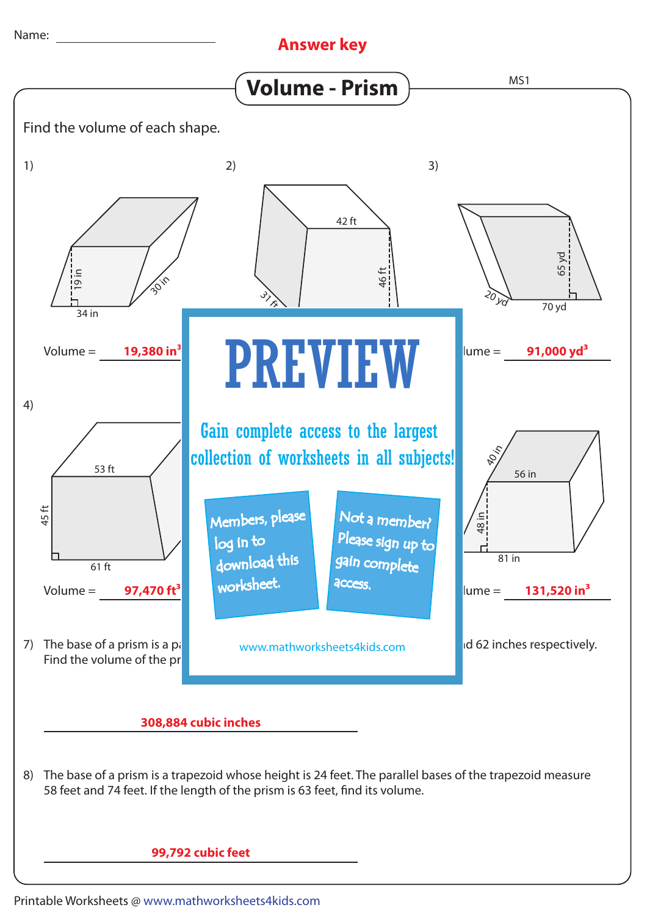Name: ____________________

**Answer key**

# Volume - Prism

MS1

Find the volume of each shape.

1)

19 in

30 in

34 in

Volume = **19,380 $in^3$**

2)

42 ft

46 ft

31 ft

3)

65 yd

20 yd

70 yd

Volume = **91,000 $yd^3$**

4)

53 ft

45 ft

61 ft

Volume = **97,470 $ft^3$**

40 in

56 in

48 in

81 in

Volume = **131,520 $in^3$**

PREVIEW

Gain complete access to the largest collection of worksheets in all subjects!

Members, please log in to download this worksheet.

Not a member? Please sign up to gain complete access.

www.mathworksheets4kids.com

7) The base of a prism is a pa... ...d 62 inches respectively. Find the volume of the pr...

**308,884 cubic inches**

8) The base of a prism is a trapezoid whose height is 24 feet. The parallel bases of the trapezoid measure 58 feet and 74 feet. If the length of the prism is 63 feet, find its volume.

**99,792 cubic feet**

Printable Worksheets @ www.mathworksheets4kids.com